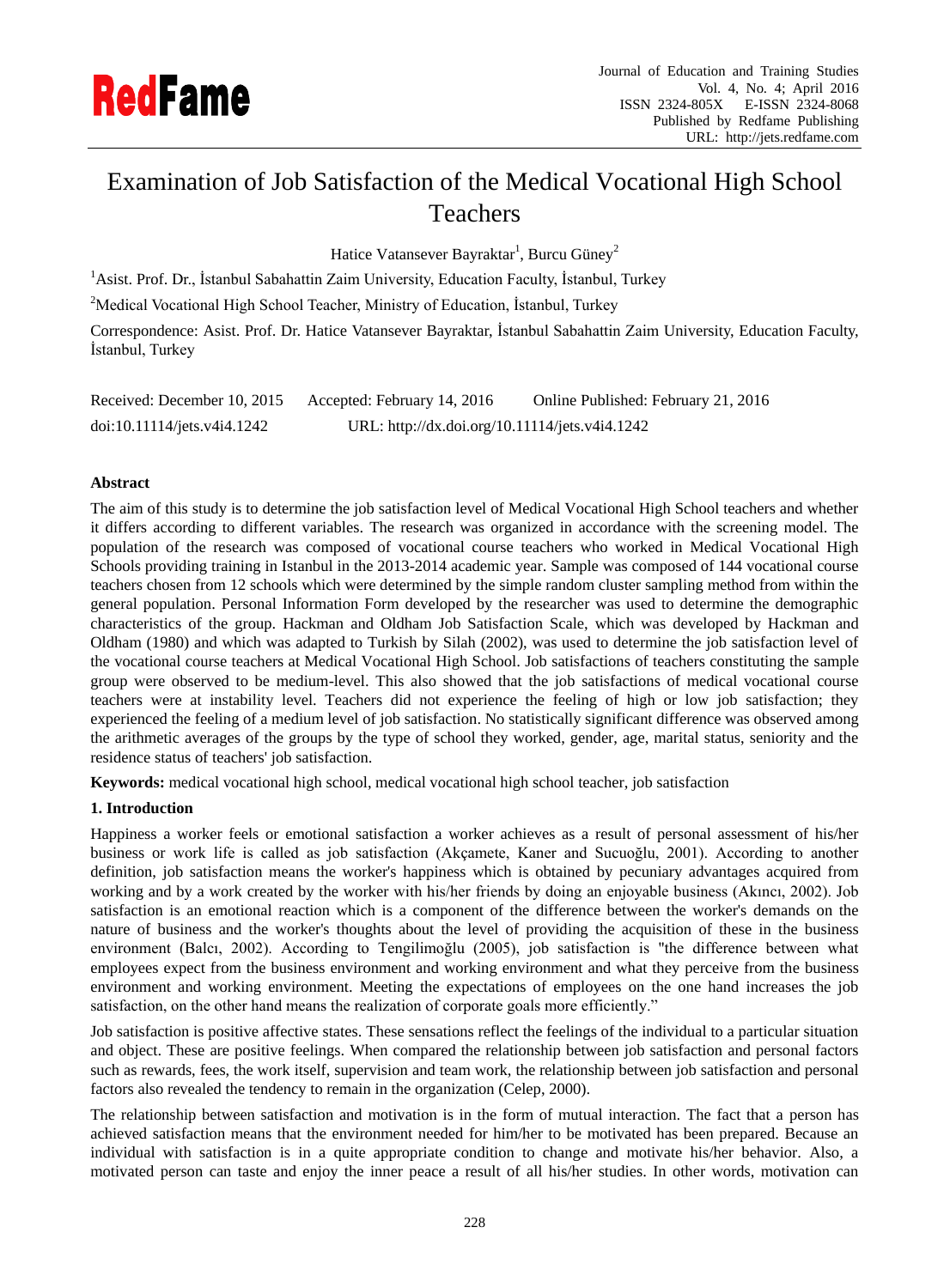# Examination of Job Satisfaction of the Medical Vocational High School Teachers

Hatice Vatansever Bayraktar[1], Burcu Güney[2]

[1]Asist. Prof. Dr., İstanbul Sabahattin Zaim University, Education Faculty, İstanbul, Turkey

[2]Medical Vocational High School Teacher, Ministry of Education, İstanbul, Turkey

Correspondence: Asist. Prof. Dr. Hatice Vatansever Bayraktar, İstanbul Sabahattin Zaim University, Education Faculty, İstanbul, Turkey

Received: December 10, 2015 Accepted: February 14, 2016 Online Published: February 21, 2016

doi:10.11114/jets.v4i4.1242 URL: http://dx.doi.org/10.11114/jets.v4i4.1242

**Abstract**

The aim of this study is to determine the job satisfaction level of Medical Vocational High School teachers and whether it differs according to different variables. The research was organized in accordance with the screening model. The population of the research was composed of vocational course teachers who worked in Medical Vocational High Schools providing training in Istanbul in the 2013-2014 academic year. Sample was composed of 144 vocational course teachers chosen from 12 schools which were determined by the simple random cluster sampling method from within the general population. Personal Information Form developed by the researcher was used to determine the demographic characteristics of the group. Hackman and Oldham Job Satisfaction Scale, which was developed by Hackman and Oldham (1980) and which was adapted to Turkish by Silah (2002), was used to determine the job satisfaction level of the vocational course teachers at Medical Vocational High School. Job satisfactions of teachers constituting the sample group were observed to be medium-level. This also showed that the job satisfactions of medical vocational course teachers were at instability level. Teachers did not experience the feeling of high or low job satisfaction; they experienced the feeling of a medium level of job satisfaction. No statistically significant difference was observed among the arithmetic averages of the groups by the type of school they worked, gender, age, marital status, seniority and the residence status of teachers' job satisfaction.

**Keywords:** medical vocational high school, medical vocational high school teacher, job satisfaction

## 1. Introduction

Happiness a worker feels or emotional satisfaction a worker achieves as a result of personal assessment of his/her business or work life is called as job satisfaction (Akçamete, Kaner and Sucuoğlu, 2001). According to another definition, job satisfaction means the worker's happiness which is obtained by pecuniary advantages acquired from working and by a work created by the worker with his/her friends by doing an enjoyable business (Akıncı, 2002). Job satisfaction is an emotional reaction which is a component of the difference between the worker's demands on the nature of business and the worker's thoughts about the level of providing the acquisition of these in the business environment (Balcı, 2002). According to Tengilimoğlu (2005), job satisfaction is "the difference between what employees expect from the business environment and working environment and what they perceive from the business environment and working environment. Meeting the expectations of employees on the one hand increases the job satisfaction, on the other hand means the realization of corporate goals more efficiently."

Job satisfaction is positive affective states. These sensations reflect the feelings of the individual to a particular situation and object. These are positive feelings. When compared the relationship between job satisfaction and personal factors such as rewards, fees, the work itself, supervision and team work, the relationship between job satisfaction and personal factors also revealed the tendency to remain in the organization (Celep, 2000).

The relationship between satisfaction and motivation is in the form of mutual interaction. The fact that a person has achieved satisfaction means that the environment needed for him/her to be motivated has been prepared. Because an individual with satisfaction is in a quite appropriate condition to change and motivate his/her behavior. Also, a motivated person can taste and enjoy the inner peace a result of all his/her studies. In other words, motivation can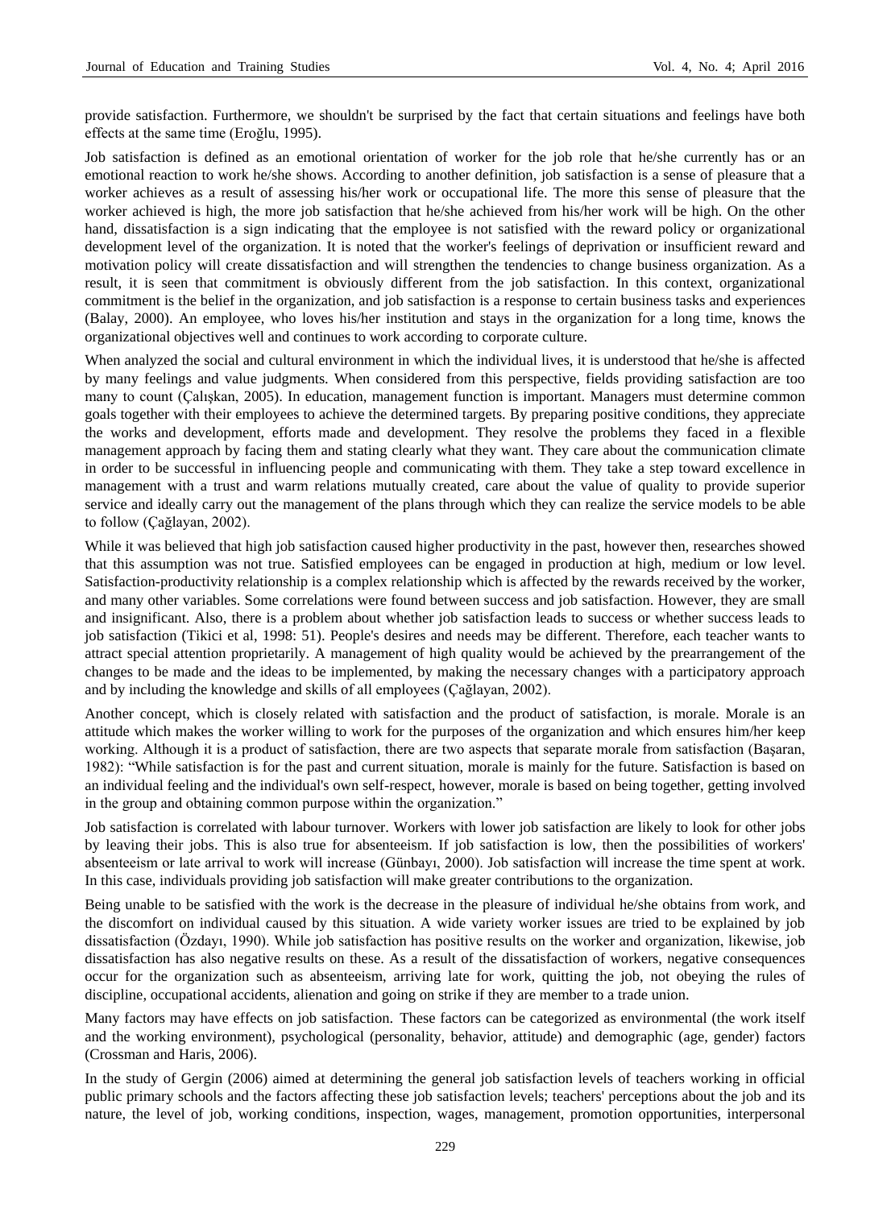provide satisfaction. Furthermore, we shouldn't be surprised by the fact that certain situations and feelings have both effects at the same time (Eroğlu, 1995).

Job satisfaction is defined as an emotional orientation of worker for the job role that he/she currently has or an emotional reaction to work he/she shows. According to another definition, job satisfaction is a sense of pleasure that a worker achieves as a result of assessing his/her work or occupational life. The more this sense of pleasure that the worker achieved is high, the more job satisfaction that he/she achieved from his/her work will be high. On the other hand, dissatisfaction is a sign indicating that the employee is not satisfied with the reward policy or organizational development level of the organization. It is noted that the worker's feelings of deprivation or insufficient reward and motivation policy will create dissatisfaction and will strengthen the tendencies to change business organization. As a result, it is seen that commitment is obviously different from the job satisfaction. In this context, organizational commitment is the belief in the organization, and job satisfaction is a response to certain business tasks and experiences (Balay, 2000). An employee, who loves his/her institution and stays in the organization for a long time, knows the organizational objectives well and continues to work according to corporate culture.

When analyzed the social and cultural environment in which the individual lives, it is understood that he/she is affected by many feelings and value judgments. When considered from this perspective, fields providing satisfaction are too many to count (Çalışkan, 2005). In education, management function is important. Managers must determine common goals together with their employees to achieve the determined targets. By preparing positive conditions, they appreciate the works and development, efforts made and development. They resolve the problems they faced in a flexible management approach by facing them and stating clearly what they want. They care about the communication climate in order to be successful in influencing people and communicating with them. They take a step toward excellence in management with a trust and warm relations mutually created, care about the value of quality to provide superior service and ideally carry out the management of the plans through which they can realize the service models to be able to follow (Çağlayan, 2002).

While it was believed that high job satisfaction caused higher productivity in the past, however then, researches showed that this assumption was not true. Satisfied employees can be engaged in production at high, medium or low level. Satisfaction-productivity relationship is a complex relationship which is affected by the rewards received by the worker, and many other variables. Some correlations were found between success and job satisfaction. However, they are small and insignificant. Also, there is a problem about whether job satisfaction leads to success or whether success leads to job satisfaction (Tikici et al, 1998: 51). People's desires and needs may be different. Therefore, each teacher wants to attract special attention proprietarily. A management of high quality would be achieved by the prearrangement of the changes to be made and the ideas to be implemented, by making the necessary changes with a participatory approach and by including the knowledge and skills of all employees (Çağlayan, 2002).

Another concept, which is closely related with satisfaction and the product of satisfaction, is morale. Morale is an attitude which makes the worker willing to work for the purposes of the organization and which ensures him/her keep working. Although it is a product of satisfaction, there are two aspects that separate morale from satisfaction (Başaran, 1982): "While satisfaction is for the past and current situation, morale is mainly for the future. Satisfaction is based on an individual feeling and the individual's own self-respect, however, morale is based on being together, getting involved in the group and obtaining common purpose within the organization."

Job satisfaction is correlated with labour turnover. Workers with lower job satisfaction are likely to look for other jobs by leaving their jobs. This is also true for absenteeism. If job satisfaction is low, then the possibilities of workers' absenteeism or late arrival to work will increase (Günbayı, 2000). Job satisfaction will increase the time spent at work. In this case, individuals providing job satisfaction will make greater contributions to the organization.

Being unable to be satisfied with the work is the decrease in the pleasure of individual he/she obtains from work, and the discomfort on individual caused by this situation. A wide variety worker issues are tried to be explained by job dissatisfaction (Özdayı, 1990). While job satisfaction has positive results on the worker and organization, likewise, job dissatisfaction has also negative results on these. As a result of the dissatisfaction of workers, negative consequences occur for the organization such as absenteeism, arriving late for work, quitting the job, not obeying the rules of discipline, occupational accidents, alienation and going on strike if they are member to a trade union.

Many factors may have effects on job satisfaction. These factors can be categorized as environmental (the work itself and the working environment), psychological (personality, behavior, attitude) and demographic (age, gender) factors (Crossman and Haris, 2006).

In the study of Gergin (2006) aimed at determining the general job satisfaction levels of teachers working in official public primary schools and the factors affecting these job satisfaction levels; teachers' perceptions about the job and its nature, the level of job, working conditions, inspection, wages, management, promotion opportunities, interpersonal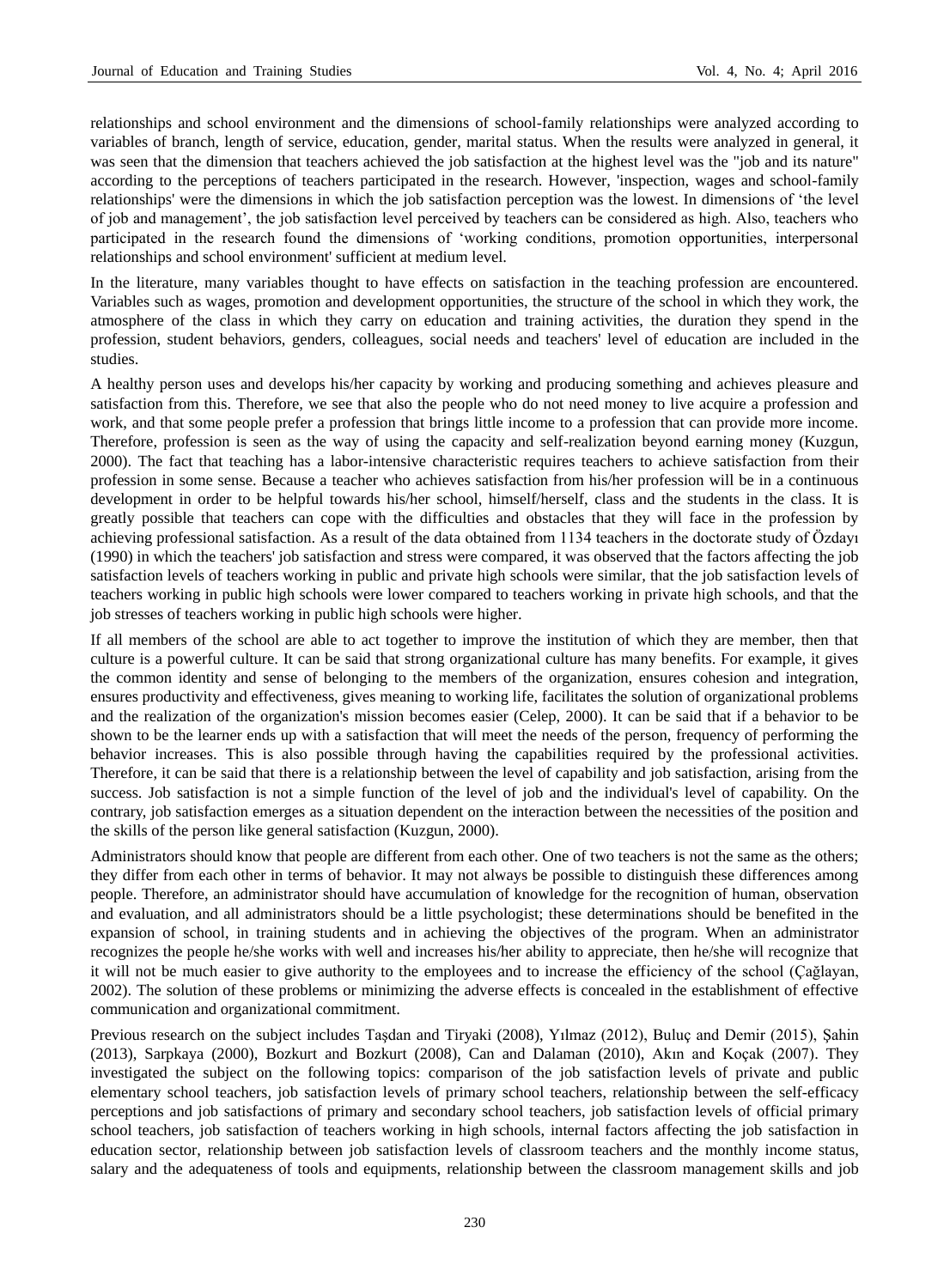relationships and school environment and the dimensions of school-family relationships were analyzed according to variables of branch, length of service, education, gender, marital status. When the results were analyzed in general, it was seen that the dimension that teachers achieved the job satisfaction at the highest level was the "job and its nature" according to the perceptions of teachers participated in the research. However, 'inspection, wages and school-family relationships' were the dimensions in which the job satisfaction perception was the lowest. In dimensions of 'the level of job and management', the job satisfaction level perceived by teachers can be considered as high. Also, teachers who participated in the research found the dimensions of 'working conditions, promotion opportunities, interpersonal relationships and school environment' sufficient at medium level.

In the literature, many variables thought to have effects on satisfaction in the teaching profession are encountered. Variables such as wages, promotion and development opportunities, the structure of the school in which they work, the atmosphere of the class in which they carry on education and training activities, the duration they spend in the profession, student behaviors, genders, colleagues, social needs and teachers' level of education are included in the studies.

A healthy person uses and develops his/her capacity by working and producing something and achieves pleasure and satisfaction from this. Therefore, we see that also the people who do not need money to live acquire a profession and work, and that some people prefer a profession that brings little income to a profession that can provide more income. Therefore, profession is seen as the way of using the capacity and self-realization beyond earning money (Kuzgun, 2000). The fact that teaching has a labor-intensive characteristic requires teachers to achieve satisfaction from their profession in some sense. Because a teacher who achieves satisfaction from his/her profession will be in a continuous development in order to be helpful towards his/her school, himself/herself, class and the students in the class. It is greatly possible that teachers can cope with the difficulties and obstacles that they will face in the profession by achieving professional satisfaction. As a result of the data obtained from 1134 teachers in the doctorate study of Özdayı (1990) in which the teachers' job satisfaction and stress were compared, it was observed that the factors affecting the job satisfaction levels of teachers working in public and private high schools were similar, that the job satisfaction levels of teachers working in public high schools were lower compared to teachers working in private high schools, and that the job stresses of teachers working in public high schools were higher.

If all members of the school are able to act together to improve the institution of which they are member, then that culture is a powerful culture. It can be said that strong organizational culture has many benefits. For example, it gives the common identity and sense of belonging to the members of the organization, ensures cohesion and integration, ensures productivity and effectiveness, gives meaning to working life, facilitates the solution of organizational problems and the realization of the organization's mission becomes easier (Celep, 2000). It can be said that if a behavior to be shown to be the learner ends up with a satisfaction that will meet the needs of the person, frequency of performing the behavior increases. This is also possible through having the capabilities required by the professional activities. Therefore, it can be said that there is a relationship between the level of capability and job satisfaction, arising from the success. Job satisfaction is not a simple function of the level of job and the individual's level of capability. On the contrary, job satisfaction emerges as a situation dependent on the interaction between the necessities of the position and the skills of the person like general satisfaction (Kuzgun, 2000).

Administrators should know that people are different from each other. One of two teachers is not the same as the others; they differ from each other in terms of behavior. It may not always be possible to distinguish these differences among people. Therefore, an administrator should have accumulation of knowledge for the recognition of human, observation and evaluation, and all administrators should be a little psychologist; these determinations should be benefited in the expansion of school, in training students and in achieving the objectives of the program. When an administrator recognizes the people he/she works with well and increases his/her ability to appreciate, then he/she will recognize that it will not be much easier to give authority to the employees and to increase the efficiency of the school (Çağlayan, 2002). The solution of these problems or minimizing the adverse effects is concealed in the establishment of effective communication and organizational commitment.

Previous research on the subject includes Taşdan and Tiryaki (2008), Yılmaz (2012), Buluç and Demir (2015), Şahin (2013), Sarpkaya (2000), Bozkurt and Bozkurt (2008), Can and Dalaman (2010), Akın and Koçak (2007). They investigated the subject on the following topics: comparison of the job satisfaction levels of private and public elementary school teachers, job satisfaction levels of primary school teachers, relationship between the self-efficacy perceptions and job satisfactions of primary and secondary school teachers, job satisfaction levels of official primary school teachers, job satisfaction of teachers working in high schools, internal factors affecting the job satisfaction in education sector, relationship between job satisfaction levels of classroom teachers and the monthly income status, salary and the adequateness of tools and equipments, relationship between the classroom management skills and job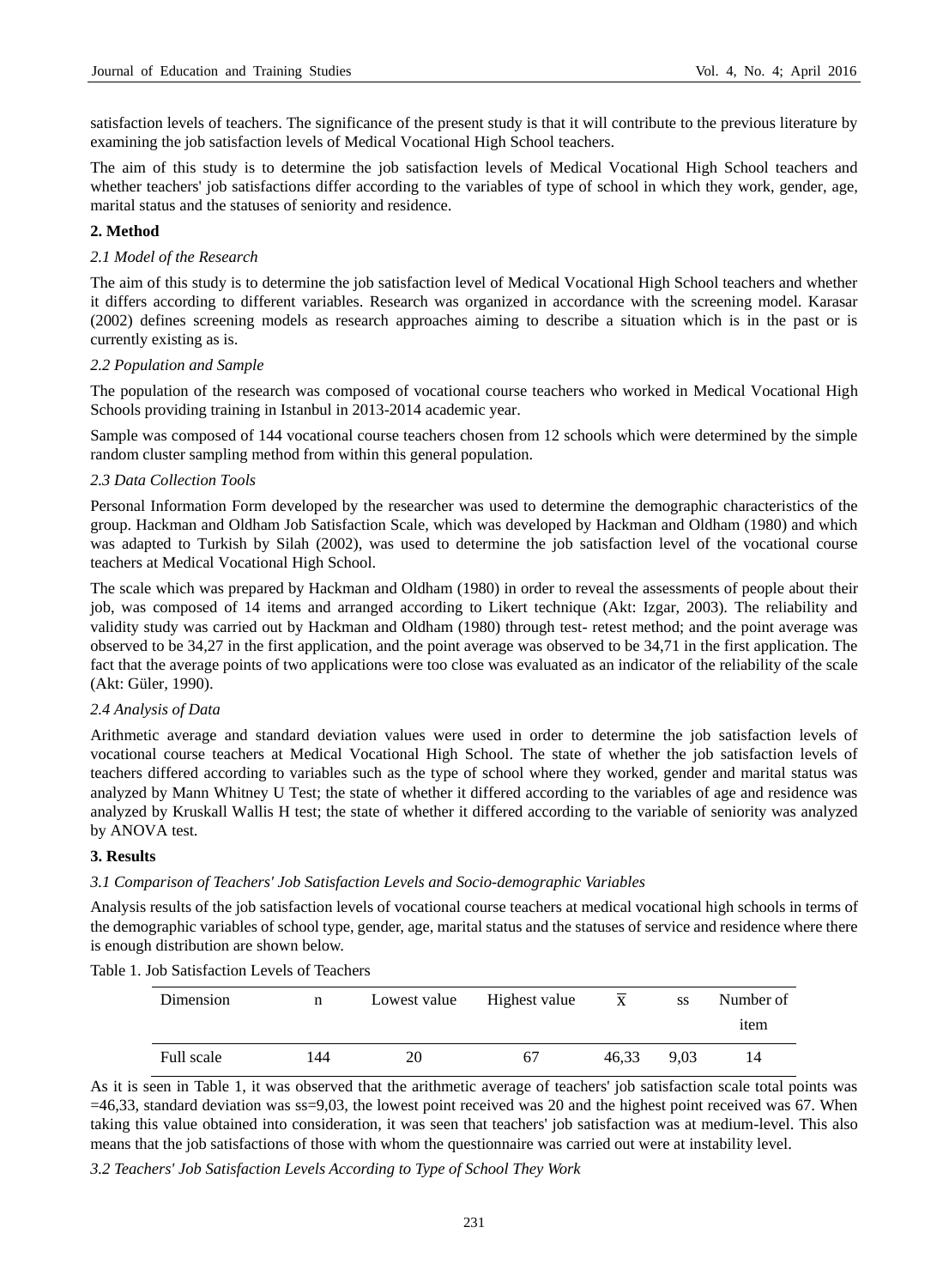satisfaction levels of teachers. The significance of the present study is that it will contribute to the previous literature by examining the job satisfaction levels of Medical Vocational High School teachers.

The aim of this study is to determine the job satisfaction levels of Medical Vocational High School teachers and whether teachers' job satisfactions differ according to the variables of type of school in which they work, gender, age, marital status and the statuses of seniority and residence.

## 2. Method

### *2.1 Model of the Research*

The aim of this study is to determine the job satisfaction level of Medical Vocational High School teachers and whether it differs according to different variables. Research was organized in accordance with the screening model. Karasar (2002) defines screening models as research approaches aiming to describe a situation which is in the past or is currently existing as is.

### *2.2 Population and Sample*

The population of the research was composed of vocational course teachers who worked in Medical Vocational High Schools providing training in Istanbul in 2013-2014 academic year.

Sample was composed of 144 vocational course teachers chosen from 12 schools which were determined by the simple random cluster sampling method from within this general population.

### *2.3 Data Collection Tools*

Personal Information Form developed by the researcher was used to determine the demographic characteristics of the group. Hackman and Oldham Job Satisfaction Scale, which was developed by Hackman and Oldham (1980) and which was adapted to Turkish by Silah (2002), was used to determine the job satisfaction level of the vocational course teachers at Medical Vocational High School.

The scale which was prepared by Hackman and Oldham (1980) in order to reveal the assessments of people about their job, was composed of 14 items and arranged according to Likert technique (Akt: Izgar, 2003). The reliability and validity study was carried out by Hackman and Oldham (1980) through test- retest method; and the point average was observed to be 34,27 in the first application, and the point average was observed to be 34,71 in the first application. The fact that the average points of two applications were too close was evaluated as an indicator of the reliability of the scale (Akt: Güler, 1990).

### *2.4 Analysis of Data*

Arithmetic average and standard deviation values were used in order to determine the job satisfaction levels of vocational course teachers at Medical Vocational High School. The state of whether the job satisfaction levels of teachers differed according to variables such as the type of school where they worked, gender and marital status was analyzed by Mann Whitney U Test; the state of whether it differed according to the variables of age and residence was analyzed by Kruskall Wallis H test; the state of whether it differed according to the variable of seniority was analyzed by ANOVA test.

## 3. Results

### *3.1 Comparison of Teachers' Job Satisfaction Levels and Socio-demographic Variables*

Analysis results of the job satisfaction levels of vocational course teachers at medical vocational high schools in terms of the demographic variables of school type, gender, age, marital status and the statuses of service and residence where there is enough distribution are shown below.

Table 1. Job Satisfaction Levels of Teachers

| Dimension | n | Lowest value | Highest value | $\overline{X}$ | ss | Number of item |
|---|---|---|---|---|---|---|
| Full scale | 144 | 20 | 67 | 46,33 | 9,03 | 14 |

As it is seen in Table 1, it was observed that the arithmetic average of teachers' job satisfaction scale total points was =46,33, standard deviation was ss=9,03, the lowest point received was 20 and the highest point received was 67. When taking this value obtained into consideration, it was seen that teachers' job satisfaction was at medium-level. This also means that the job satisfactions of those with whom the questionnaire was carried out were at instability level.

### *3.2 Teachers' Job Satisfaction Levels According to Type of School They Work*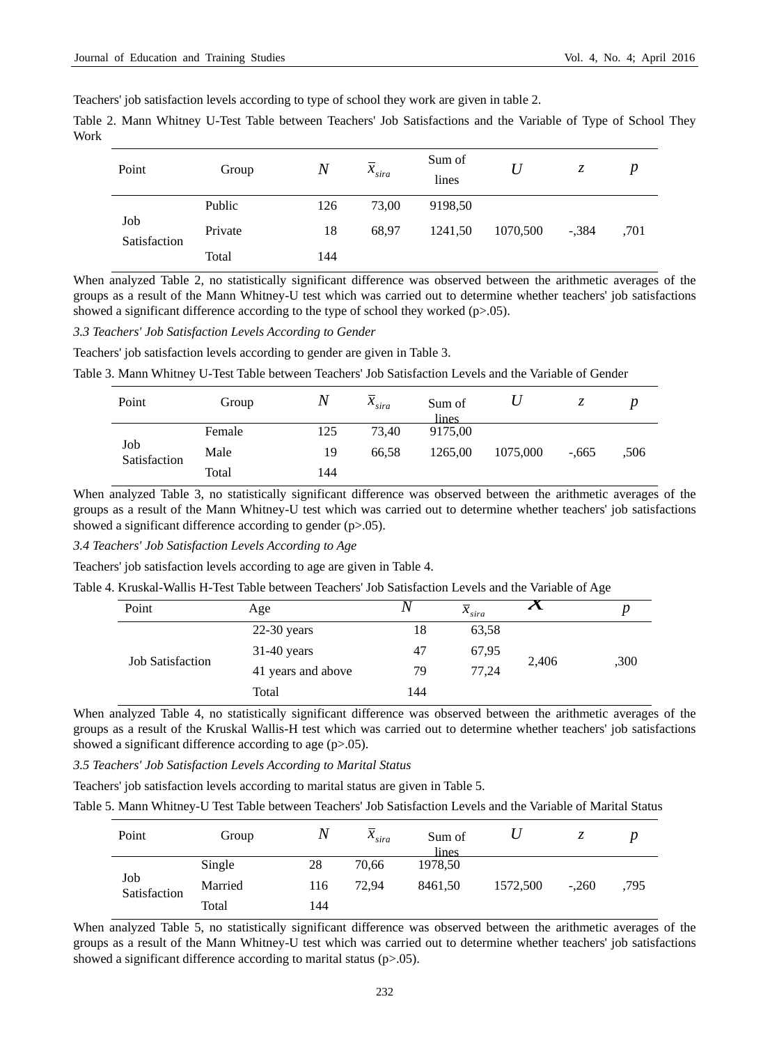Teachers' job satisfaction levels according to type of school they work are given in table 2.

Table 2. Mann Whitney U-Test Table between Teachers' Job Satisfactions and the Variable of Type of School They Work

| Point | Group | $N$ | $\bar{x}_{sira}$ | Sum of lines | $U$ | $z$ | $p$ |
|---|---|---|---|---|---|---|---|
| Job Satisfaction | Public | 126 | 73,00 | 9198,50 | 1070,500 | -,384 | ,701 |
| | Private | 18 | 68,97 | 1241,50 | | | |
| | Total | 144 | | | | | |

When analyzed Table 2, no statistically significant difference was observed between the arithmetic averages of the groups as a result of the Mann Whitney-U test which was carried out to determine whether teachers' job satisfactions showed a significant difference according to the type of school they worked (p>.05).

*3.3 Teachers' Job Satisfaction Levels According to Gender*

Teachers' job satisfaction levels according to gender are given in Table 3.

Table 3. Mann Whitney U-Test Table between Teachers' Job Satisfaction Levels and the Variable of Gender

| Point | Group | $N$ | $\bar{x}_{sira}$ | Sum of lines | $U$ | $z$ | $p$ |
|---|---|---|---|---|---|---|---|
| Job Satisfaction | Female | 125 | 73,40 | 9175,00 | 1075,000 | -,665 | ,506 |
| | Male | 19 | 66,58 | 1265,00 | | | |
| | Total | 144 | | | | | |

When analyzed Table 3, no statistically significant difference was observed between the arithmetic averages of the groups as a result of the Mann Whitney-U test which was carried out to determine whether teachers' job satisfactions showed a significant difference according to gender (p>.05).

*3.4 Teachers' Job Satisfaction Levels According to Age*

Teachers' job satisfaction levels according to age are given in Table 4.

Table 4. Kruskal-Wallis H-Test Table between Teachers' Job Satisfaction Levels and the Variable of Age

| Point | Age | $N$ | $\bar{x}_{sira}$ | $\chi$ | $p$ |
|---|---|---|---|---|---|
| Job Satisfaction | 22-30 years | 18 | 63,58 | 2,406 | ,300 |
| | 31-40 years | 47 | 67,95 | | |
| | 41 years and above | 79 | 77,24 | | |
| | Total | 144 | | | |

When analyzed Table 4, no statistically significant difference was observed between the arithmetic averages of the groups as a result of the Kruskal Wallis-H test which was carried out to determine whether teachers' job satisfactions showed a significant difference according to age (p>.05).

*3.5 Teachers' Job Satisfaction Levels According to Marital Status*

Teachers' job satisfaction levels according to marital status are given in Table 5.

Table 5. Mann Whitney-U Test Table between Teachers' Job Satisfaction Levels and the Variable of Marital Status

| Point | Group | $N$ | $\bar{x}_{sira}$ | Sum of lines | $U$ | $z$ | $p$ |
|---|---|---|---|---|---|---|---|
| Job Satisfaction | Single | 28 | 70,66 | 1978,50 | 1572,500 | -,260 | ,795 |
| | Married | 116 | 72,94 | 8461,50 | | | |
| | Total | 144 | | | | | |

When analyzed Table 5, no statistically significant difference was observed between the arithmetic averages of the groups as a result of the Mann Whitney-U test which was carried out to determine whether teachers' job satisfactions showed a significant difference according to marital status (p>.05).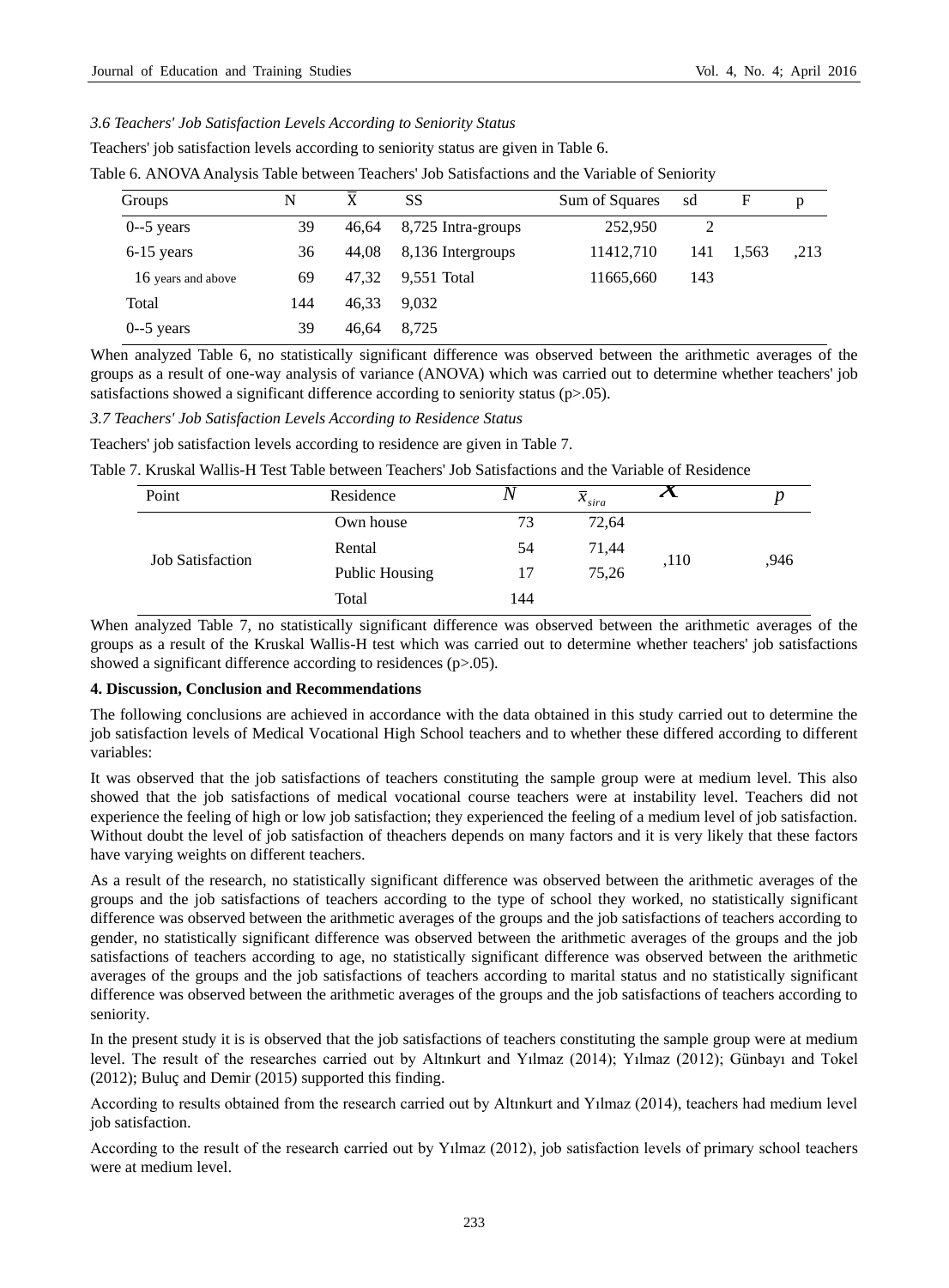*3.6 Teachers' Job Satisfaction Levels According to Seniority Status*

Teachers' job satisfaction levels according to seniority status are given in Table 6.

Table 6. ANOVA Analysis Table between Teachers' Job Satisfactions and the Variable of Seniority

| Groups | N | $\overline{X}$ | SS | | Sum of Squares | sd | F | p |
|---|---|---|---|---|---|---|---|---|
| 0--5 years | 39 | 46,64 | 8,725 | Intra-groups | 252,950 | 2 | | |
| 6-15 years | 36 | 44,08 | 8,136 | Intergroups | 11412,710 | 141 | 1,563 | ,213 |
| 16 years and above | 69 | 47,32 | 9,551 | Total | 11665,660 | 143 | | |
| Total | 144 | 46,33 | 9,032 | | | | | |
| 0--5 years | 39 | 46,64 | 8,725 | | | | | |

When analyzed Table 6, no statistically significant difference was observed between the arithmetic averages of the groups as a result of one-way analysis of variance (ANOVA) which was carried out to determine whether teachers' job satisfactions showed a significant difference according to seniority status (p>.05).

*3.7 Teachers' Job Satisfaction Levels According to Residence Status*

Teachers' job satisfaction levels according to residence are given in Table 7.

Table 7. Kruskal Wallis-H Test Table between Teachers' Job Satisfactions and the Variable of Residence

| Point | Residence | $N$ | $\overline{x}_{sira}$ | $X$ | $p$ |
|---|---|---|---|---|---|
| Job Satisfaction | Own house | 73 | 72,64 | ,110 | ,946 |
| | Rental | 54 | 71,44 | | |
| | Public Housing | 17 | 75,26 | | |
| | Total | 144 | | | |

When analyzed Table 7, no statistically significant difference was observed between the arithmetic averages of the groups as a result of the Kruskal Wallis-H test which was carried out to determine whether teachers' job satisfactions showed a significant difference according to residences (p>.05).

## 4. Discussion, Conclusion and Recommendations

The following conclusions are achieved in accordance with the data obtained in this study carried out to determine the job satisfaction levels of Medical Vocational High School teachers and to whether these differed according to different variables:

It was observed that the job satisfactions of teachers constituting the sample group were at medium level. This also showed that the job satisfactions of medical vocational course teachers were at instability level. Teachers did not experience the feeling of high or low job satisfaction; they experienced the feeling of a medium level of job satisfaction. Without doubt the level of job satisfaction of theachers depends on many factors and it is very likely that these factors have varying weights on different teachers.

As a result of the research, no statistically significant difference was observed between the arithmetic averages of the groups and the job satisfactions of teachers according to the type of school they worked, no statistically significant difference was observed between the arithmetic averages of the groups and the job satisfactions of teachers according to gender, no statistically significant difference was observed between the arithmetic averages of the groups and the job satisfactions of teachers according to age, no statistically significant difference was observed between the arithmetic averages of the groups and the job satisfactions of teachers according to marital status and no statistically significant difference was observed between the arithmetic averages of the groups and the job satisfactions of teachers according to seniority.

In the present study it is is observed that the job satisfactions of teachers constituting the sample group were at medium level. The result of the researches carried out by Altınkurt and Yılmaz (2014); Yılmaz (2012); Günbayı and Tokel (2012); Buluç and Demir (2015) supported this finding.

According to results obtained from the research carried out by Altınkurt and Yılmaz (2014), teachers had medium level job satisfaction.

According to the result of the research carried out by Yılmaz (2012), job satisfaction levels of primary school teachers were at medium level.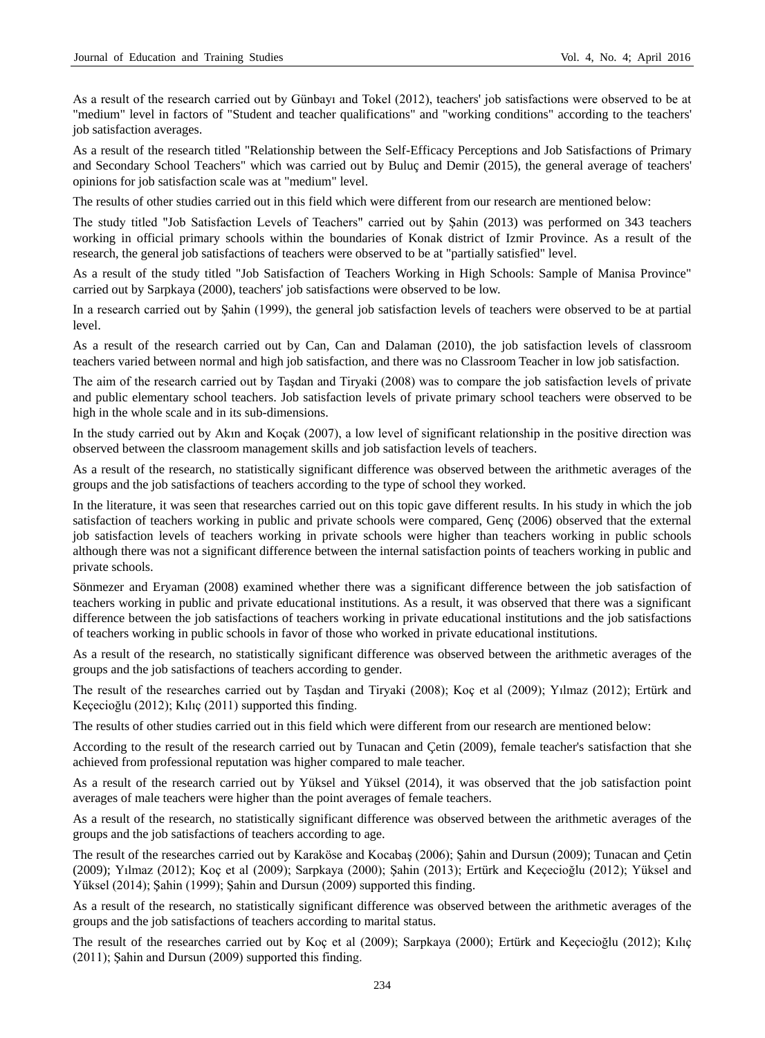As a result of the research carried out by Günbayı and Tokel (2012), teachers' job satisfactions were observed to be at "medium" level in factors of "Student and teacher qualifications" and "working conditions" according to the teachers' job satisfaction averages.

As a result of the research titled "Relationship between the Self-Efficacy Perceptions and Job Satisfactions of Primary and Secondary School Teachers" which was carried out by Buluç and Demir (2015), the general average of teachers' opinions for job satisfaction scale was at "medium" level.

The results of other studies carried out in this field which were different from our research are mentioned below:

The study titled "Job Satisfaction Levels of Teachers" carried out by Şahin (2013) was performed on 343 teachers working in official primary schools within the boundaries of Konak district of Izmir Province. As a result of the research, the general job satisfactions of teachers were observed to be at "partially satisfied" level.

As a result of the study titled "Job Satisfaction of Teachers Working in High Schools: Sample of Manisa Province" carried out by Sarpkaya (2000), teachers' job satisfactions were observed to be low.

In a research carried out by Şahin (1999), the general job satisfaction levels of teachers were observed to be at partial level.

As a result of the research carried out by Can, Can and Dalaman (2010), the job satisfaction levels of classroom teachers varied between normal and high job satisfaction, and there was no Classroom Teacher in low job satisfaction.

The aim of the research carried out by Taşdan and Tiryaki (2008) was to compare the job satisfaction levels of private and public elementary school teachers. Job satisfaction levels of private primary school teachers were observed to be high in the whole scale and in its sub-dimensions.

In the study carried out by Akın and Koçak (2007), a low level of significant relationship in the positive direction was observed between the classroom management skills and job satisfaction levels of teachers.

As a result of the research, no statistically significant difference was observed between the arithmetic averages of the groups and the job satisfactions of teachers according to the type of school they worked.

In the literature, it was seen that researches carried out on this topic gave different results. In his study in which the job satisfaction of teachers working in public and private schools were compared, Genç (2006) observed that the external job satisfaction levels of teachers working in private schools were higher than teachers working in public schools although there was not a significant difference between the internal satisfaction points of teachers working in public and private schools.

Sönmezer and Eryaman (2008) examined whether there was a significant difference between the job satisfaction of teachers working in public and private educational institutions. As a result, it was observed that there was a significant difference between the job satisfactions of teachers working in private educational institutions and the job satisfactions of teachers working in public schools in favor of those who worked in private educational institutions.

As a result of the research, no statistically significant difference was observed between the arithmetic averages of the groups and the job satisfactions of teachers according to gender.

The result of the researches carried out by Taşdan and Tiryaki (2008); Koç et al (2009); Yılmaz (2012); Ertürk and Keçecioğlu (2012); Kılıç (2011) supported this finding.

The results of other studies carried out in this field which were different from our research are mentioned below:

According to the result of the research carried out by Tunacan and Çetin (2009), female teacher's satisfaction that she achieved from professional reputation was higher compared to male teacher.

As a result of the research carried out by Yüksel and Yüksel (2014), it was observed that the job satisfaction point averages of male teachers were higher than the point averages of female teachers.

As a result of the research, no statistically significant difference was observed between the arithmetic averages of the groups and the job satisfactions of teachers according to age.

The result of the researches carried out by Karaköse and Kocabaş (2006); Şahin and Dursun (2009); Tunacan and Çetin (2009); Yılmaz (2012); Koç et al (2009); Sarpkaya (2000); Şahin (2013); Ertürk and Keçecioğlu (2012); Yüksel and Yüksel (2014); Şahin (1999); Şahin and Dursun (2009) supported this finding.

As a result of the research, no statistically significant difference was observed between the arithmetic averages of the groups and the job satisfactions of teachers according to marital status.

The result of the researches carried out by Koç et al (2009); Sarpkaya (2000); Ertürk and Keçecioğlu (2012); Kılıç (2011); Şahin and Dursun (2009) supported this finding.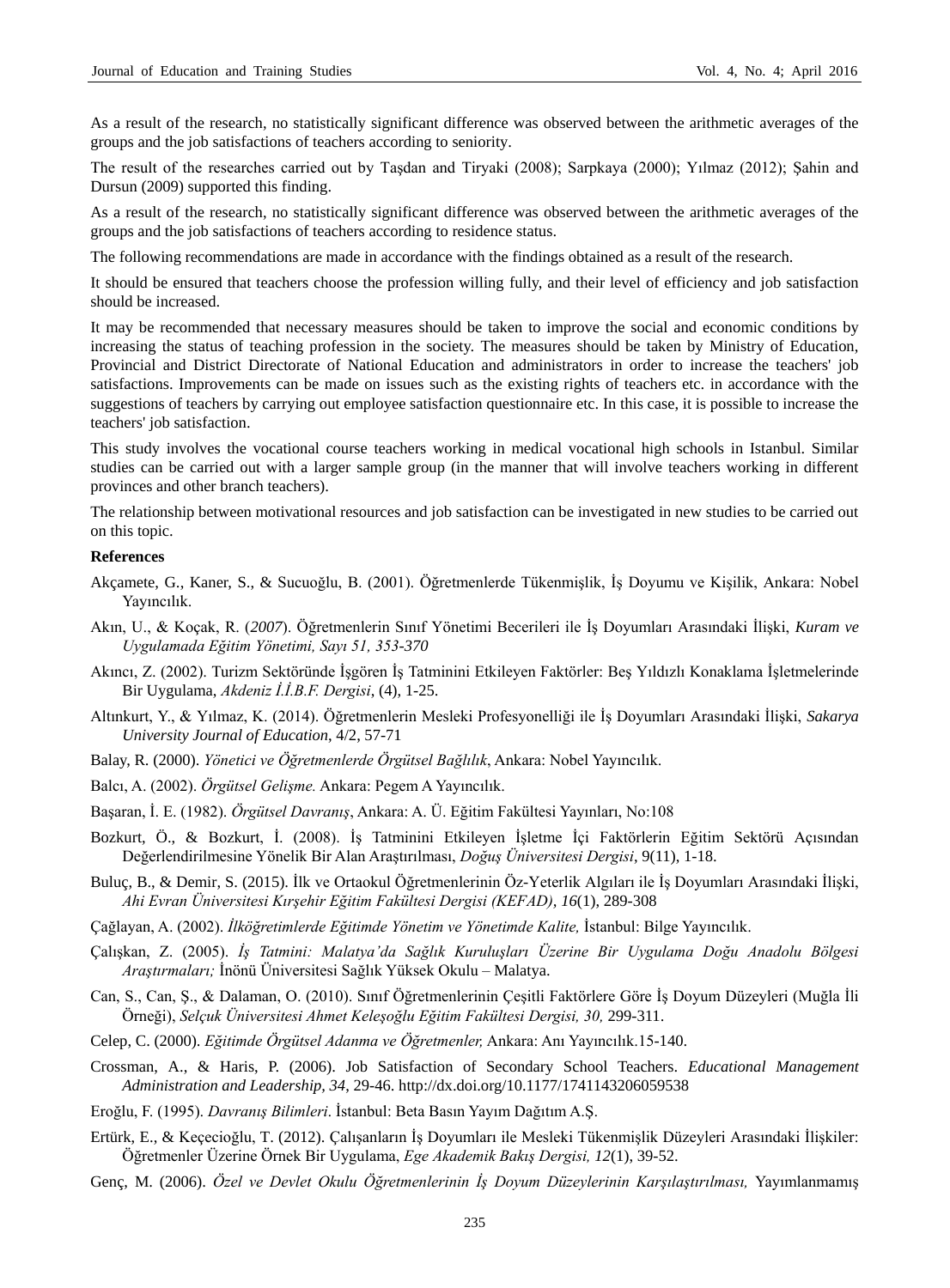As a result of the research, no statistically significant difference was observed between the arithmetic averages of the groups and the job satisfactions of teachers according to seniority.

The result of the researches carried out by Taşdan and Tiryaki (2008); Sarpkaya (2000); Yılmaz (2012); Şahin and Dursun (2009) supported this finding.

As a result of the research, no statistically significant difference was observed between the arithmetic averages of the groups and the job satisfactions of teachers according to residence status.

The following recommendations are made in accordance with the findings obtained as a result of the research.

It should be ensured that teachers choose the profession willing fully, and their level of efficiency and job satisfaction should be increased.

It may be recommended that necessary measures should be taken to improve the social and economic conditions by increasing the status of teaching profession in the society. The measures should be taken by Ministry of Education, Provincial and District Directorate of National Education and administrators in order to increase the teachers' job satisfactions. Improvements can be made on issues such as the existing rights of teachers etc. in accordance with the suggestions of teachers by carrying out employee satisfaction questionnaire etc. In this case, it is possible to increase the teachers' job satisfaction.

This study involves the vocational course teachers working in medical vocational high schools in Istanbul. Similar studies can be carried out with a larger sample group (in the manner that will involve teachers working in different provinces and other branch teachers).

The relationship between motivational resources and job satisfaction can be investigated in new studies to be carried out on this topic.

**References**

Akçamete, G., Kaner, S., & Sucuoğlu, B. (2001). Öğretmenlerde Tükenmişlik, İş Doyumu ve Kişilik, Ankara: Nobel Yayıncılık.

Akın, U., & Koçak, R. (*2007*). Öğretmenlerin Sınıf Yönetimi Becerileri ile İş Doyumları Arasındaki İlişki, *Kuram ve Uygulamada Eğitim Yönetimi, Sayı 51, 353-370*

Akıncı, Z. (2002). Turizm Sektöründe İşgören İş Tatminini Etkileyen Faktörler: Beş Yıldızlı Konaklama İşletmelerinde Bir Uygulama, *Akdeniz İ.İ.B.F. Dergisi*, (4), 1-25.

Altınkurt, Y., & Yılmaz, K. (2014). Öğretmenlerin Mesleki Profesyonelliği ile İş Doyumları Arasındaki İlişki, *Sakarya University Journal of Education*, 4/2, 57-71

Balay, R. (2000). *Yönetici ve Öğretmenlerde Örgütsel Bağlılık*, Ankara: Nobel Yayıncılık.

Balcı, A. (2002). *Örgütsel Gelişme.* Ankara: Pegem A Yayıncılık.

Başaran, İ. E. (1982). *Örgütsel Davranış*, Ankara: A. Ü. Eğitim Fakültesi Yayınları, No:108

Bozkurt, Ö., & Bozkurt, İ. (2008). İş Tatminini Etkileyen İşletme İçi Faktörlerin Eğitim Sektörü Açısından Değerlendirilmesine Yönelik Bir Alan Araştırılması, *Doğuş Üniversitesi Dergisi*, 9(11), 1-18.

Buluç, B., & Demir, S. (2015). İlk ve Ortaokul Öğretmenlerinin Öz-Yeterlik Algıları ile İş Doyumları Arasındaki İlişki, *Ahi Evran Üniversitesi Kırşehir Eğitim Fakültesi Dergisi (KEFAD), 16*(1), 289-308

Çağlayan, A. (2002). *İlköğretimlerde Eğitimde Yönetim ve Yönetimde Kalite,* İstanbul: Bilge Yayıncılık.

Çalışkan, Z. (2005). *İş Tatmini: Malatya'da Sağlık Kuruluşları Üzerine Bir Uygulama Doğu Anadolu Bölgesi Araştırmaları;* İnönü Üniversitesi Sağlık Yüksek Okulu – Malatya.

Can, S., Can, Ş., & Dalaman, O. (2010). Sınıf Öğretmenlerinin Çeşitli Faktörlere Göre İş Doyum Düzeyleri (Muğla İli Örneği), *Selçuk Üniversitesi Ahmet Keleşoğlu Eğitim Fakültesi Dergisi, 30,* 299-311.

Celep, C. (2000). *Eğitimde Örgütsel Adanma ve Öğretmenler,* Ankara: Anı Yayıncılık.15-140.

Crossman, A., & Haris, P. (2006). Job Satisfaction of Secondary School Teachers. *Educational Management Administration and Leadership, 34*, 29-46. http://dx.doi.org/10.1177/1741143206059538

Eroğlu, F. (1995). *Davranış Bilimleri.* İstanbul: Beta Basın Yayım Dağıtım A.Ş.

Ertürk, E., & Keçecioğlu, T. (2012). Çalışanların İş Doyumları ile Mesleki Tükenmişlik Düzeyleri Arasındaki İlişkiler: Öğretmenler Üzerine Örnek Bir Uygulama, *Ege Akademik Bakış Dergisi, 12*(1), 39-52.

Genç, M. (2006). *Özel ve Devlet Okulu Öğretmenlerinin İş Doyum Düzeylerinin Karşılaştırılması,* Yayımlanmamış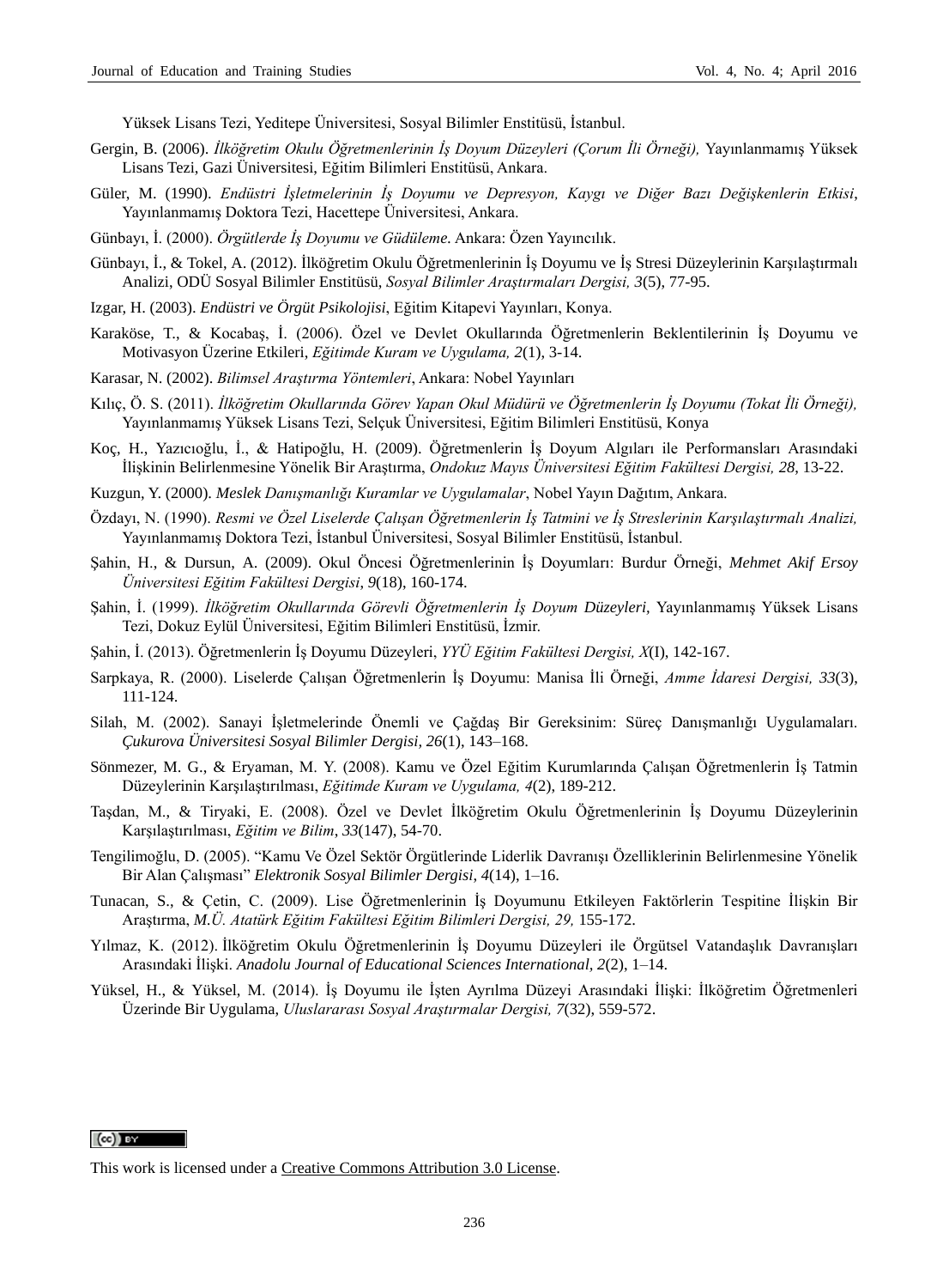Yüksek Lisans Tezi, Yeditepe Üniversitesi, Sosyal Bilimler Enstitüsü, İstanbul.

Gergin, B. (2006). *İlköğretim Okulu Öğretmenlerinin İş Doyum Düzeyleri (Çorum İli Örneği),* Yayınlanmamış Yüksek Lisans Tezi, Gazi Üniversitesi, Eğitim Bilimleri Enstitüsü, Ankara.

Güler, M. (1990). *Endüstri İşletmelerinin İş Doyumu ve Depresyon, Kaygı ve Diğer Bazı Değişkenlerin Etkisi*, Yayınlanmamış Doktora Tezi, Hacettepe Üniversitesi, Ankara.

Günbayı, İ. (2000). *Örgütlerde İş Doyumu ve Güdüleme*. Ankara: Özen Yayıncılık.

Günbayı, İ., & Tokel, A. (2012). İlköğretim Okulu Öğretmenlerinin İş Doyumu ve İş Stresi Düzeylerinin Karşılaştırmalı Analizi, ODÜ Sosyal Bilimler Enstitüsü, *Sosyal Bilimler Araştırmaları Dergisi, 3*(5), 77-95.

Izgar, H. (2003). *Endüstri ve Örgüt Psikolojisi*, Eğitim Kitapevi Yayınları, Konya.

Karaköse, T., & Kocabaş, İ. (2006). Özel ve Devlet Okullarında Öğretmenlerin Beklentilerinin İş Doyumu ve Motivasyon Üzerine Etkileri, *Eğitimde Kuram ve Uygulama, 2*(1), 3-14.

Karasar, N. (2002). *Bilimsel Araştırma Yöntemleri*, Ankara: Nobel Yayınları

Kılıç, Ö. S. (2011). *İlköğretim Okullarında Görev Yapan Okul Müdürü ve Öğretmenlerin İş Doyumu (Tokat İli Örneği),* Yayınlanmamış Yüksek Lisans Tezi, Selçuk Üniversitesi, Eğitim Bilimleri Enstitüsü, Konya

Koç, H., Yazıcıoğlu, İ., & Hatipoğlu, H. (2009). Öğretmenlerin İş Doyum Algıları ile Performansları Arasındaki İlişkinin Belirlenmesine Yönelik Bir Araştırma, *Ondokuz Mayıs Üniversitesi Eğitim Fakültesi Dergisi, 28*, 13-22.

Kuzgun, Y. (2000). *Meslek Danışmanlığı Kuramlar ve Uygulamalar*, Nobel Yayın Dağıtım, Ankara.

Özdayı, N. (1990). *Resmi ve Özel Liselerde Çalışan Öğretmenlerin İş Tatmini ve İş Streslerinin Karşılaştırmalı Analizi,* Yayınlanmamış Doktora Tezi, İstanbul Üniversitesi, Sosyal Bilimler Enstitüsü, İstanbul.

Şahin, H., & Dursun, A. (2009). Okul Öncesi Öğretmenlerinin İş Doyumları: Burdur Örneği, *Mehmet Akif Ersoy Üniversitesi Eğitim Fakültesi Dergisi, 9*(18), 160-174.

Şahin, İ. (1999). *İlköğretim Okullarında Görevli Öğretmenlerin İş Doyum Düzeyleri*, Yayınlanmamış Yüksek Lisans Tezi, Dokuz Eylül Üniversitesi, Eğitim Bilimleri Enstitüsü, İzmir.

Şahin, İ. (2013). Öğretmenlerin İş Doyumu Düzeyleri, *YYÜ Eğitim Fakültesi Dergisi, X*(I), 142-167.

Sarpkaya, R. (2000). Liselerde Çalışan Öğretmenlerin İş Doyumu: Manisa İli Örneği, *Amme İdaresi Dergisi, 33*(3), 111-124.

Silah, M. (2002). Sanayi İşletmelerinde Önemli ve Çağdaş Bir Gereksinim: Süreç Danışmanlığı Uygulamaları. *Çukurova Üniversitesi Sosyal Bilimler Dergisi, 26*(1), 143–168.

Sönmezer, M. G., & Eryaman, M. Y. (2008). Kamu ve Özel Eğitim Kurumlarında Çalışan Öğretmenlerin İş Tatmin Düzeylerinin Karşılaştırılması, *Eğitimde Kuram ve Uygulama, 4*(2), 189-212.

Taşdan, M., & Tiryaki, E. (2008). Özel ve Devlet İlköğretim Okulu Öğretmenlerinin İş Doyumu Düzeylerinin Karşılaştırılması, *Eğitim ve Bilim*, *33*(147), 54-70.

Tengilimoğlu, D. (2005). "Kamu Ve Özel Sektör Örgütlerinde Liderlik Davranışı Özelliklerinin Belirlenmesine Yönelik Bir Alan Çalışması" *Elektronik Sosyal Bilimler Dergisi*, *4*(14), 1–16.

Tunacan, S., & Çetin, C. (2009). Lise Öğretmenlerinin İş Doyumunu Etkileyen Faktörlerin Tespitine İlişkin Bir Araştırma, *M.Ü. Atatürk Eğitim Fakültesi Eğitim Bilimleri Dergisi, 29,* 155-172.

Yılmaz, K. (2012). İlköğretim Okulu Öğretmenlerinin İş Doyumu Düzeyleri ile Örgütsel Vatandaşlık Davranışları Arasındaki İlişki. *Anadolu Journal of Educational Sciences International, 2*(2), 1–14.

Yüksel, H., & Yüksel, M. (2014). İş Doyumu ile İşten Ayrılma Düzeyi Arasındaki İlişki: İlköğretim Öğretmenleri Üzerinde Bir Uygulama, *Uluslararası Sosyal Araştırmalar Dergisi, 7*(32), 559-572.

This work is licensed under a Creative Commons Attribution 3.0 License.